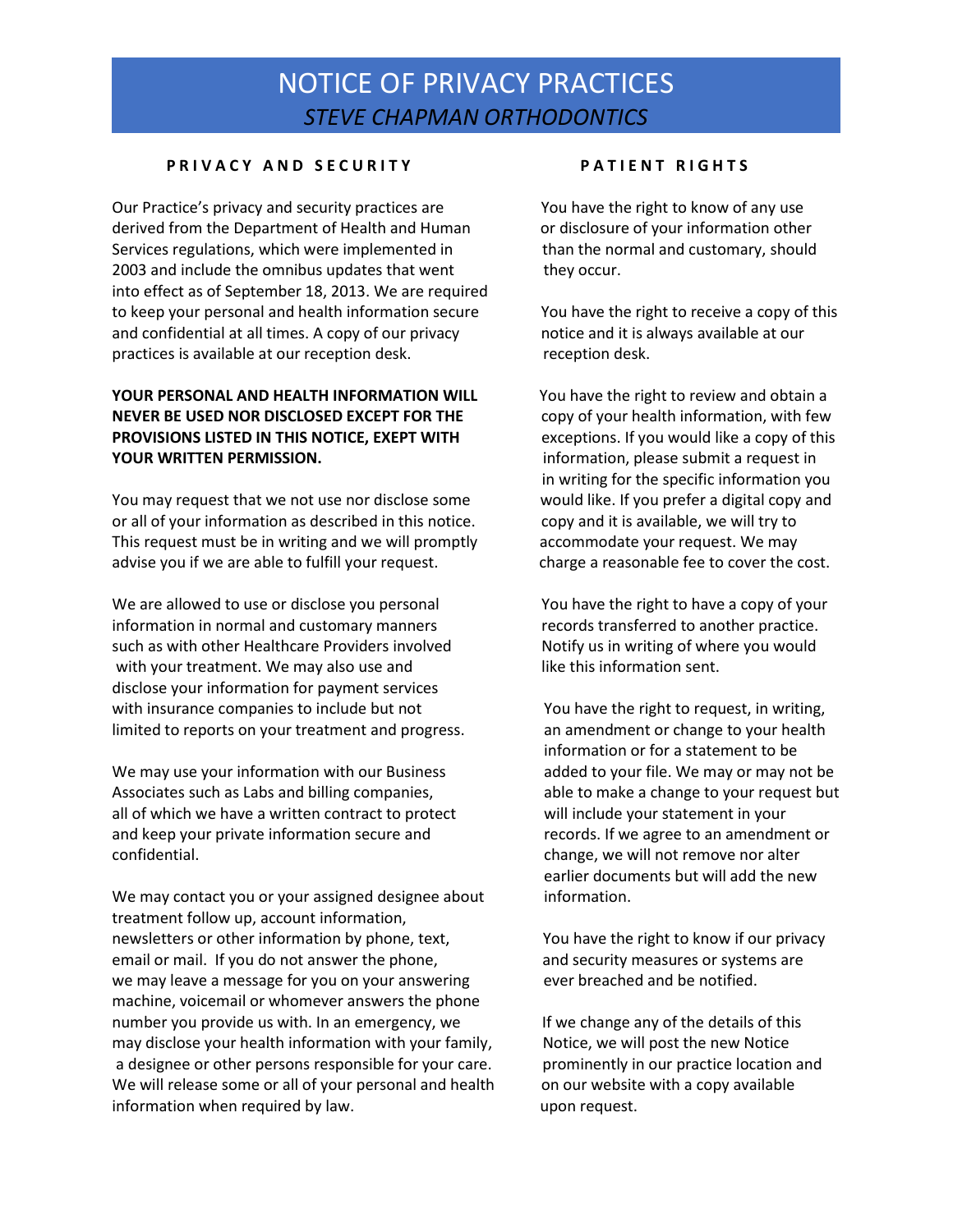# NOTICE OF PRIVACY PRACTICES

*STEVE CHAPMAN ORTHODONTICS*

## PRIVACY AND SECURITY

Our Practice's privacy and security practices are derived from the Department of Health and Human Services regulations, which were implemented in 2003 and include the omnibus updates that went into effect as of September 18, 2013. We are required to keep your personal and health information secure and confidential at all times. A copy of our privacy practices is available at our reception desk.

**YOUR PERSONAL AND HEALTH INFORMATION WILL NEVER BE USED NOR DISCLOSED EXCEPT FOR THE PROVISIONS LISTED IN THIS NOTICE, EXEPT WITH YOUR WRITTEN PERMISSION.**

You may request that we not use nor disclose some or all of your information as described in this notice. This request must be in writing and we will promptly advise you if we are able to fulfill your request.

We are allowed to use or disclose you personal information in normal and customary manners such as with other Healthcare Providers involved with your treatment. We may also use and disclose your information for payment services with insurance companies to include but not limited to reports on your treatment and progress.

We may use your information with our Business Associates such as Labs and billing companies, all of which we have a written contract to protect and keep your private information secure and confidential.

We may contact you or your assigned designee about treatment follow up, account information, newsletters or other information by phone, text, email or mail. If you do not answer the phone, we may leave a message for you on your answering machine, voicemail or whomever answers the phone number you provide us with. In an emergency, we may disclose your health information with your family, a designee or other persons responsible for your care. We will release some or all of your personal and health information when required by law.

## PATIENT RIGHTS

You have the right to know of any use or disclosure of your information other than the normal and customary, should they occur.

You have the right to receive a copy of this notice and it is always available at our reception desk.

You have the right to review and obtain a copy of your health information, with few exceptions. If you would like a copy of this information, please submit a request in in writing for the specific information you would like. If you prefer a digital copy and copy and it is available, we will try to accommodate your request. We may charge a reasonable fee to cover the cost.

You have the right to have a copy of your records transferred to another practice. Notify us in writing of where you would like this information sent.

You have the right to request, in writing, an amendment or change to your health information or for a statement to be added to your file. We may or may not be able to make a change to your request but will include your statement in your records. If we agree to an amendment or change, we will not remove nor alter earlier documents but will add the new information.

You have the right to know if our privacy and security measures or systems are ever breached and be notified.

If we change any of the details of this Notice, we will post the new Notice prominently in our practice location and on our website with a copy available upon request.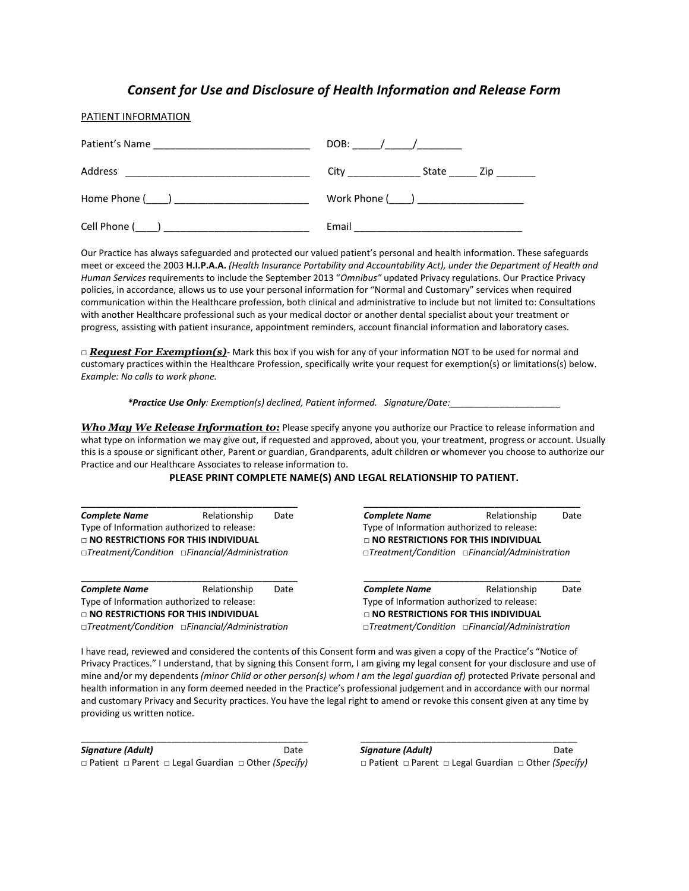# *Consent for Use and Disclosure of Health Information and Release Form*

PATIENT INFORMATION

Patient's Name ____________________________ DOB: _____/_____/________

Address _________________________________ City _____________ State _____ Zip _______

Home Phone (____) ________________________ Work Phone (____) ___________________

Cell Phone (____) __________________________ Email ______________________________

Our Practice has always safeguarded and protected our valued patient's personal and health information. These safeguards meet or exceed the 2003 **H.I.P.A.A.** *(Health Insurance Portability and Accountability Act), under the Department of Health and Human Services* requirements to include the September 2013 "*Omnibus"* updated Privacy regulations. Our Practice Privacy policies, in accordance, allows us to use your personal information for "Normal and Customary" services when required communication within the Healthcare profession, both clinical and administrative to include but not limited to: Consultations with another Healthcare professional such as your medical doctor or another dental specialist about your treatment or progress, assisting with patient insurance, appointment reminders, account financial information and laboratory cases.

□ ***Request For Exemption(s)***- Mark this box if you wish for any of your information NOT to be used for normal and customary practices within the Healthcare Profession, specifically write your request for exemption(s) or limitations(s) below. *Example: No calls to work phone.*

***Practice Use Only**: Exemption(s) declined, Patient informed. Signature/Date:______________________*

***Who May We Release Information to:*** Please specify anyone you authorize our Practice to release information and what type on information we may give out, if requested and approved, about you, your treatment, progress or account. Usually this is a spouse or significant other, Parent or guardian, Grandparents, adult children or whomever you choose to authorize our Practice and our Healthcare Associates to release information to.

**PLEASE PRINT COMPLETE NAME(S) AND LEGAL RELATIONSHIP TO PATIENT.**

___________________________________________

***Complete Name*** Relationship Date
Type of Information authorized to release:
**□ NO RESTRICTIONS FOR THIS INDIVIDUAL**
*□Treatment/Condition □Financial/Administration*

___________________________________________

***Complete Name*** Relationship Date
Type of Information authorized to release:
**□ NO RESTRICTIONS FOR THIS INDIVIDUAL**
*□Treatment/Condition □Financial/Administration*

___________________________________________

***Complete Name*** Relationship Date
Type of Information authorized to release:
**□ NO RESTRICTIONS FOR THIS INDIVIDUAL**
*□Treatment/Condition □Financial/Administration*

___________________________________________

***Complete Name*** Relationship Date
Type of Information authorized to release:
**□ NO RESTRICTIONS FOR THIS INDIVIDUAL**
*□Treatment/Condition □Financial/Administration*

I have read, reviewed and considered the contents of this Consent form and was given a copy of the Practice's "Notice of Privacy Practices." I understand, that by signing this Consent form, I am giving my legal consent for your disclosure and use of mine and/or my dependents *(minor Child or other person(s) whom I am the legal guardian of)* protected Private personal and health information in any form deemed needed in the Practice's professional judgement and in accordance with our normal and customary Privacy and Security practices. You have the legal right to amend or revoke this consent given at any time by providing us written notice.

_____________________________________________

***Signature (Adult)*** Date
□ Patient □ Parent □ Legal Guardian □ Other *(Specify)*

_____________________________________________

***Signature (Adult)*** Date
□ Patient □ Parent □ Legal Guardian □ Other *(Specify)*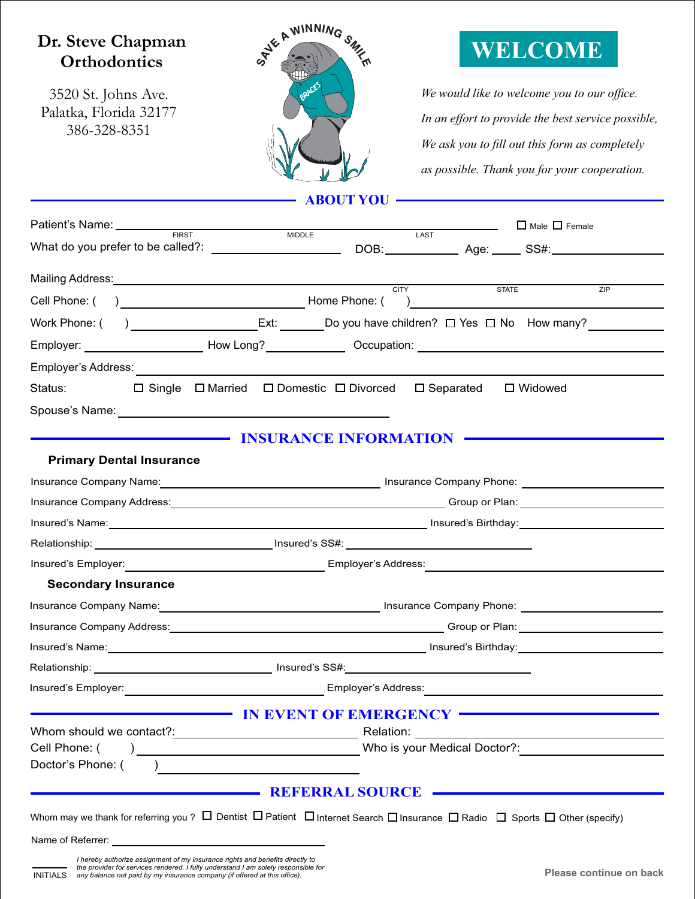# Dr. Steve Chapman Orthodontics

3520 St. Johns Ave.
Palatka, Florida 32177
386-328-8351

SAVE A WINNING SMILE

BRACES

# WELCOME

*We would like to welcome you to our office.*

*In an effort to provide the best service possible,*

*We ask you to fill out this form as completely*

*as possible. Thank you for your cooperation.*

## ABOUT YOU

Patient's Name: ______________________ ☐ Male ☐ Female
FIRST MIDDLE LAST

What do you prefer to be called?: ____________ DOB: ________ Age: ____ SS#: ____________

Mailing Address: ______________________
CITY STATE ZIP

Cell Phone: ( ) ____________ Home Phone: ( ) ____________

Work Phone: ( ) ____________ Ext: ______ Do you have children? ☐ Yes ☐ No How many? ______

Employer: ____________ How Long? ________ Occupation: ____________

Employer's Address: ______________________

Status: ☐ Single ☐ Married ☐ Domestic ☐ Divorced ☐ Separated ☐ Widowed

Spouse's Name: ______________________

## INSURANCE INFORMATION

**Primary Dental Insurance**

Insurance Company Name: ____________ Insurance Company Phone: ____________

Insurance Company Address: ____________ Group or Plan: ____________

Insured's Name: ____________ Insured's Birthday: ____________

Relationship: ____________ Insured's SS#: ____________

Insured's Employer: ____________ Employer's Address: ____________

**Secondary Insurance**

Insurance Company Name: ____________ Insurance Company Phone: ____________

Insurance Company Address: ____________ Group or Plan: ____________

Insured's Name: ____________ Insured's Birthday: ____________

Relationship: ____________ Insured's SS#: ____________

Insured's Employer: ____________ Employer's Address: ____________

## IN EVENT OF EMERGENCY

Whom should we contact?: ____________ Relation: ____________

Cell Phone: ( ) ____________ Who is your Medical Doctor?: ____________

Doctor's Phone: ( ) ____________

## REFERRAL SOURCE

Whom may we thank for referring you ? ☐ Dentist ☐ Patient ☐ Internet Search ☐ Insurance ☐ Radio ☐ Sports ☐ Other (specify)

Name of Referrer: ____________

______ INITIALS *I hereby authorize assignment of my insurance rights and benefits directly to the provider for services rendered. I fully understand I am solely responsible for any balance not paid by my insurance company (if offered at this office).*

**Please continue on back**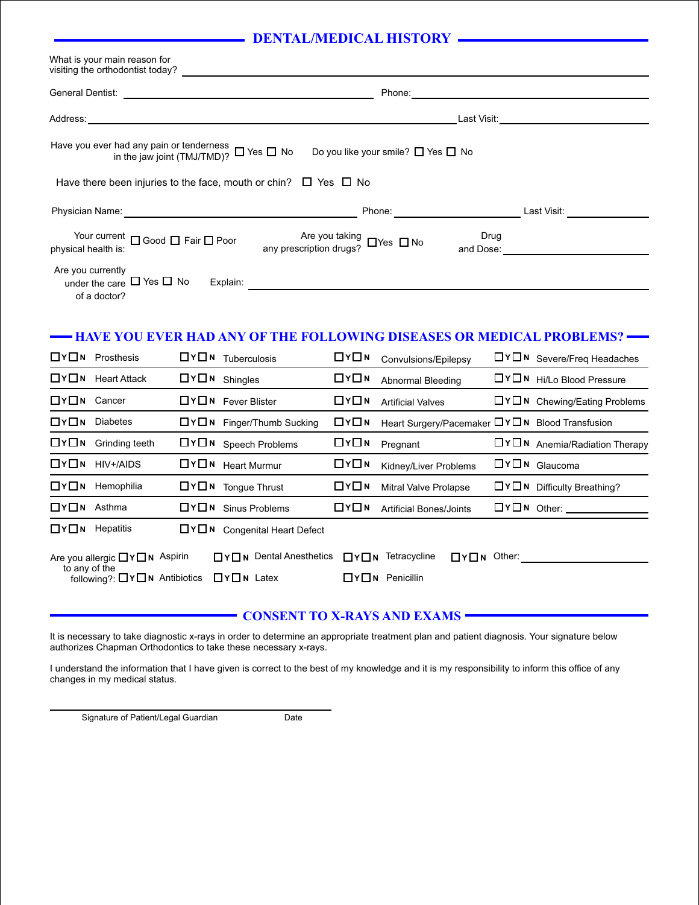## DENTAL/MEDICAL HISTORY

What is your main reason for visiting the orthodontist today? ______________________________

General Dentist: ______________________ Phone: ______________________

Address: ______________________________ Last Visit: ______________________

Have you ever had any pain or tenderness in the jaw joint (TMJ/TMD)? ☐ Yes ☐ No    Do you like your smile? ☐ Yes ☐ No

Have there been injuries to the face, mouth or chin? ☐ Yes ☐ No

Physician Name: ______________________ Phone: ______________________ Last Visit: ______________

Your current physical health is: ☐ Good ☐ Fair ☐ Poor    Are you taking any prescription drugs? ☐Yes ☐ No    Drug and Dose: ______________________

Are you currently under the care of a doctor? ☐ Yes ☐ No    Explain: ______________________________

## HAVE YOU EVER HAD ANY OF THE FOLLOWING DISEASES OR MEDICAL PROBLEMS?

| | | | |
|---|---|---|---|
| ☐Y☐N Prosthesis | ☐Y☐N Tuberculosis | ☐Y☐N Convulsions/Epilepsy | ☐Y☐N Severe/Freq Headaches |
| ☐Y☐N Heart Attack | ☐Y☐N Shingles | ☐Y☐N Abnormal Bleeding | ☐Y☐N Hi/Lo Blood Pressure |
| ☐Y☐N Cancer | ☐Y☐N Fever Blister | ☐Y☐N Artificial Valves | ☐Y☐N Chewing/Eating Problems |
| ☐Y☐N Diabetes | ☐Y☐N Finger/Thumb Sucking | ☐Y☐N Heart Surgery/Pacemaker | ☐Y☐N Blood Transfusion |
| ☐Y☐N Grinding teeth | ☐Y☐N Speech Problems | ☐Y☐N Pregnant | ☐Y☐N Anemia/Radiation Therapy |
| ☐Y☐N HIV+/AIDS | ☐Y☐N Heart Murmur | ☐Y☐N Kidney/Liver Problems | ☐Y☐N Glaucoma |
| ☐Y☐N Hemophilia | ☐Y☐N Tongue Thrust | ☐Y☐N Mitral Valve Prolapse | ☐Y☐N Difficulty Breathing? |
| ☐Y☐N Asthma | ☐Y☐N Sinus Problems | ☐Y☐N Artificial Bones/Joints | ☐Y☐N Other: ____________ |
| ☐Y☐N Hepatitis | ☐Y☐N Congenital Heart Defect | | |

Are you allergic to any of the following?:

| | | | |
|---|---|---|---|
| ☐Y☐N Aspirin | ☐Y☐N Dental Anesthetics | ☐Y☐N Tetracycline | ☐Y☐N Other: ____________ |
| ☐Y☐N Antibiotics | ☐Y☐N Latex | ☐Y☐N Penicillin | |

## CONSENT TO X-RAYS AND EXAMS

It is necessary to take diagnostic x-rays in order to determine an appropriate treatment plan and patient diagnosis. Your signature below authorizes Chapman Orthodontics to take these necessary x-rays.

I understand the information that I have given is correct to the best of my knowledge and it is my responsibility to inform this office of any changes in my medical status.

______________________________________________

Signature of Patient/Legal Guardian    Date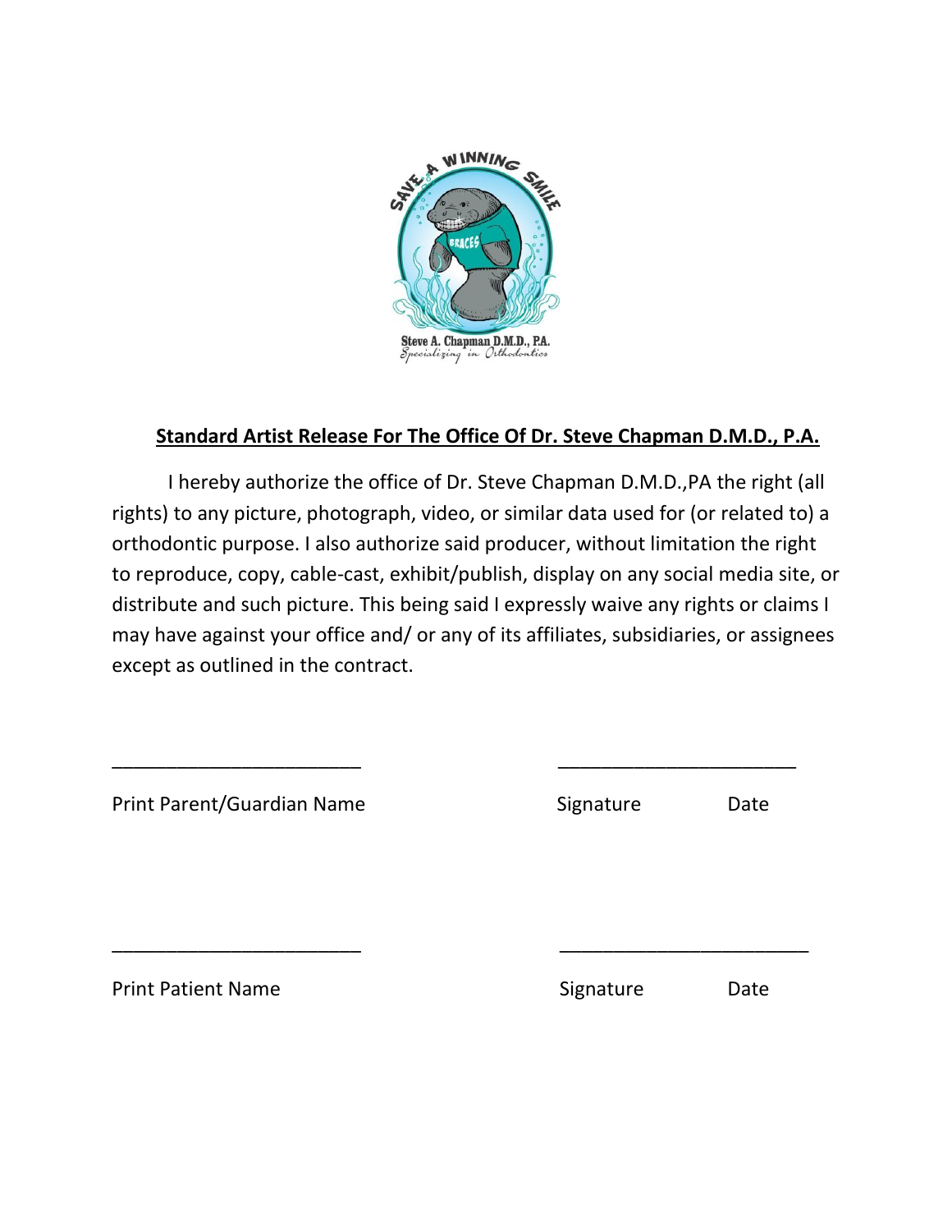**Standard Artist Release For The Office Of Dr. Steve Chapman D.M.D., P.A.**

I hereby authorize the office of Dr. Steve Chapman D.M.D.,PA the right (all rights) to any picture, photograph, video, or similar data used for (or related to) a orthodontic purpose. I also authorize said producer, without limitation the right to reproduce, copy, cable-cast, exhibit/publish, display on any social media site, or distribute and such picture. This being said I expressly waive any rights or claims I may have against your office and/ or any of its affiliates, subsidiaries, or assignees except as outlined in the contract.

______________________ ______________________

Print Parent/Guardian Name Signature Date

______________________ ______________________

Print Patient Name Signature Date